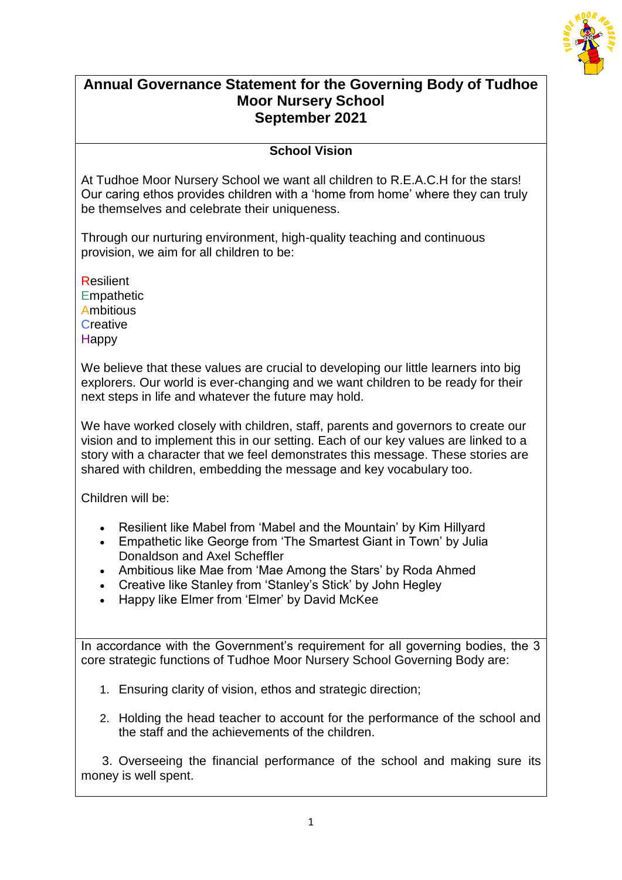# Annual Governance Statement for the Governing Body of Tudhoe Moor Nursery School
## September 2021

### School Vision

At Tudhoe Moor Nursery School we want all children to R.E.A.C.H for the stars! Our caring ethos provides children with a 'home from home' where they can truly be themselves and celebrate their uniqueness.

Through our nurturing environment, high-quality teaching and continuous provision, we aim for all children to be:

Resilient
Empathetic
Ambitious
Creative
Happy

We believe that these values are crucial to developing our little learners into big explorers. Our world is ever-changing and we want children to be ready for their next steps in life and whatever the future may hold.

We have worked closely with children, staff, parents and governors to create our vision and to implement this in our setting. Each of our key values are linked to a story with a character that we feel demonstrates this message. These stories are shared with children, embedding the message and key vocabulary too.

Children will be:

- Resilient like Mabel from 'Mabel and the Mountain' by Kim Hillyard
- Empathetic like George from 'The Smartest Giant in Town' by Julia Donaldson and Axel Scheffler
- Ambitious like Mae from 'Mae Among the Stars' by Roda Ahmed
- Creative like Stanley from 'Stanley's Stick' by John Hegley
- Happy like Elmer from 'Elmer' by David McKee

In accordance with the Government's requirement for all governing bodies, the 3 core strategic functions of Tudhoe Moor Nursery School Governing Body are:

1. Ensuring clarity of vision, ethos and strategic direction;
2. Holding the head teacher to account for the performance of the school and the staff and the achievements of the children.
3. Overseeing the financial performance of the school and making sure its money is well spent.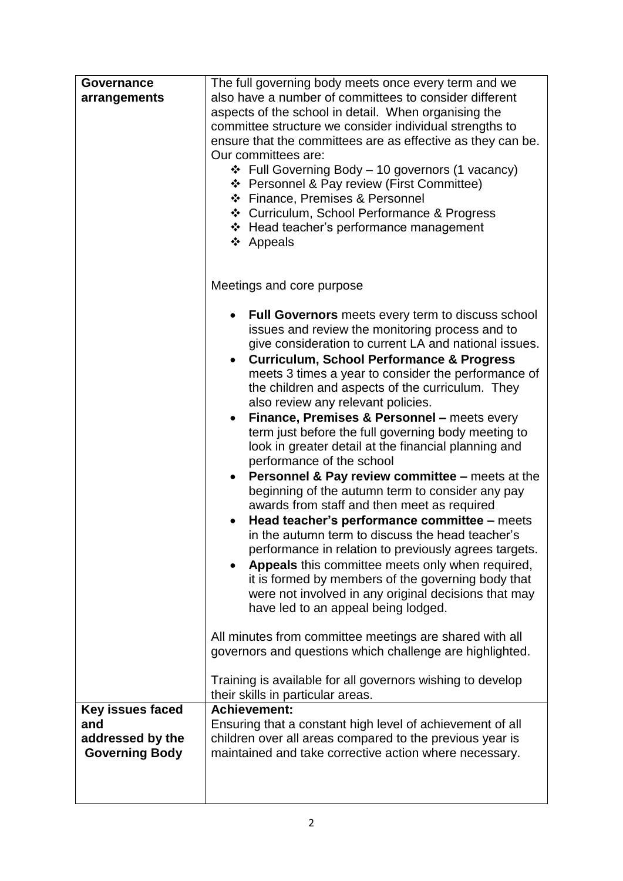| | |
|---|---|
| **Governance arrangements** | The full governing body meets once every term and we also have a number of committees to consider different aspects of the school in detail. When organising the committee structure we consider individual strengths to ensure that the committees are as effective as they can be. Our committees are:<br>❖ Full Governing Body – 10 governors (1 vacancy)<br>❖ Personnel & Pay review (First Committee)<br>❖ Finance, Premises & Personnel<br>❖ Curriculum, School Performance & Progress<br>❖ Head teacher's performance management<br>❖ Appeals<br><br>Meetings and core purpose<br><br>• **Full Governors** meets every term to discuss school issues and review the monitoring process and to give consideration to current LA and national issues.<br>• **Curriculum, School Performance & Progress** meets 3 times a year to consider the performance of the children and aspects of the curriculum. They also review any relevant policies.<br>• **Finance, Premises & Personnel –** meets every term just before the full governing body meeting to look in greater detail at the financial planning and performance of the school<br>• **Personnel & Pay review committee –** meets at the beginning of the autumn term to consider any pay awards from staff and then meet as required<br>• **Head teacher's performance committee –** meets in the autumn term to discuss the head teacher's performance in relation to previously agrees targets.<br>• **Appeals** this committee meets only when required, it is formed by members of the governing body that were not involved in any original decisions that may have led to an appeal being lodged.<br><br>All minutes from committee meetings are shared with all governors and questions which challenge are highlighted.<br><br>Training is available for all governors wishing to develop their skills in particular areas. |
| **Key issues faced and addressed by the Governing Body** | **Achievement:**<br>Ensuring that a constant high level of achievement of all children over all areas compared to the previous year is maintained and take corrective action where necessary. |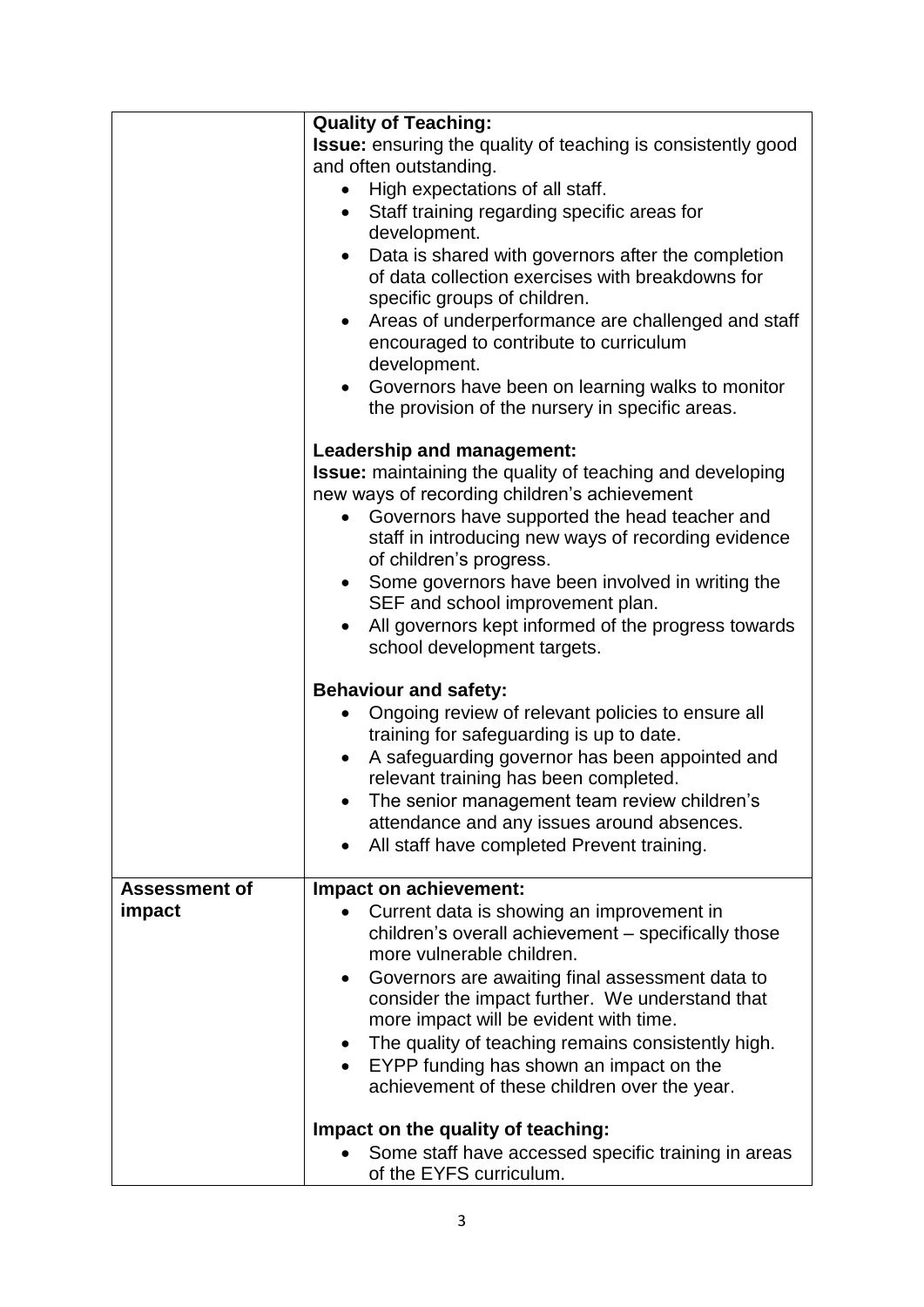| | |
|---|---|
| | **Quality of Teaching:**<br>**Issue:** ensuring the quality of teaching is consistently good and often outstanding.<br>• High expectations of all staff.<br>• Staff training regarding specific areas for development.<br>• Data is shared with governors after the completion of data collection exercises with breakdowns for specific groups of children.<br>• Areas of underperformance are challenged and staff encouraged to contribute to curriculum development.<br>• Governors have been on learning walks to monitor the provision of the nursery in specific areas.<br><br>**Leadership and management:**<br>**Issue:** maintaining the quality of teaching and developing new ways of recording children's achievement<br>• Governors have supported the head teacher and staff in introducing new ways of recording evidence of children's progress.<br>• Some governors have been involved in writing the SEF and school improvement plan.<br>• All governors kept informed of the progress towards school development targets.<br><br>**Behaviour and safety:**<br>• Ongoing review of relevant policies to ensure all training for safeguarding is up to date.<br>• A safeguarding governor has been appointed and relevant training has been completed.<br>• The senior management team review children's attendance and any issues around absences.<br>• All staff have completed Prevent training. |
| **Assessment of impact** | **Impact on achievement:**<br>• Current data is showing an improvement in children's overall achievement – specifically those more vulnerable children.<br>• Governors are awaiting final assessment data to consider the impact further. We understand that more impact will be evident with time.<br>• The quality of teaching remains consistently high.<br>• EYPP funding has shown an impact on the achievement of these children over the year.<br><br>**Impact on the quality of teaching:**<br>• Some staff have accessed specific training in areas of the EYFS curriculum. |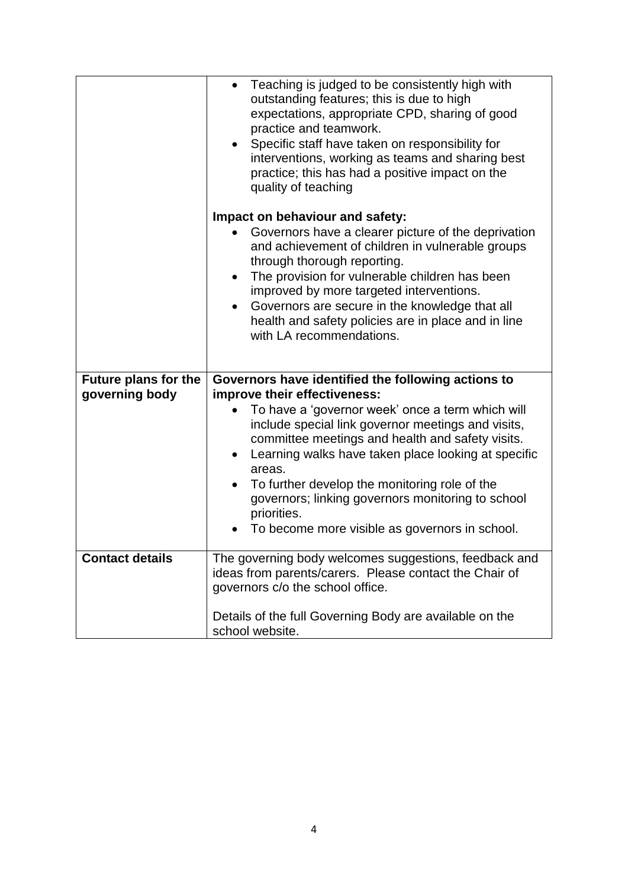| | |
|---|---|
| | • Teaching is judged to be consistently high with outstanding features; this is due to high expectations, appropriate CPD, sharing of good practice and teamwork.<br>• Specific staff have taken on responsibility for interventions, working as teams and sharing best practice; this has had a positive impact on the quality of teaching<br><br>**Impact on behaviour and safety:**<br>• Governors have a clearer picture of the deprivation and achievement of children in vulnerable groups through thorough reporting.<br>• The provision for vulnerable children has been improved by more targeted interventions.<br>• Governors are secure in the knowledge that all health and safety policies are in place and in line with LA recommendations. |
| **Future plans for the governing body** | **Governors have identified the following actions to improve their effectiveness:**<br>• To have a 'governor week' once a term which will include special link governor meetings and visits, committee meetings and health and safety visits.<br>• Learning walks have taken place looking at specific areas.<br>• To further develop the monitoring role of the governors; linking governors monitoring to school priorities.<br>• To become more visible as governors in school. |
| **Contact details** | The governing body welcomes suggestions, feedback and ideas from parents/carers. Please contact the Chair of governors c/o the school office.<br><br>Details of the full Governing Body are available on the school website. |